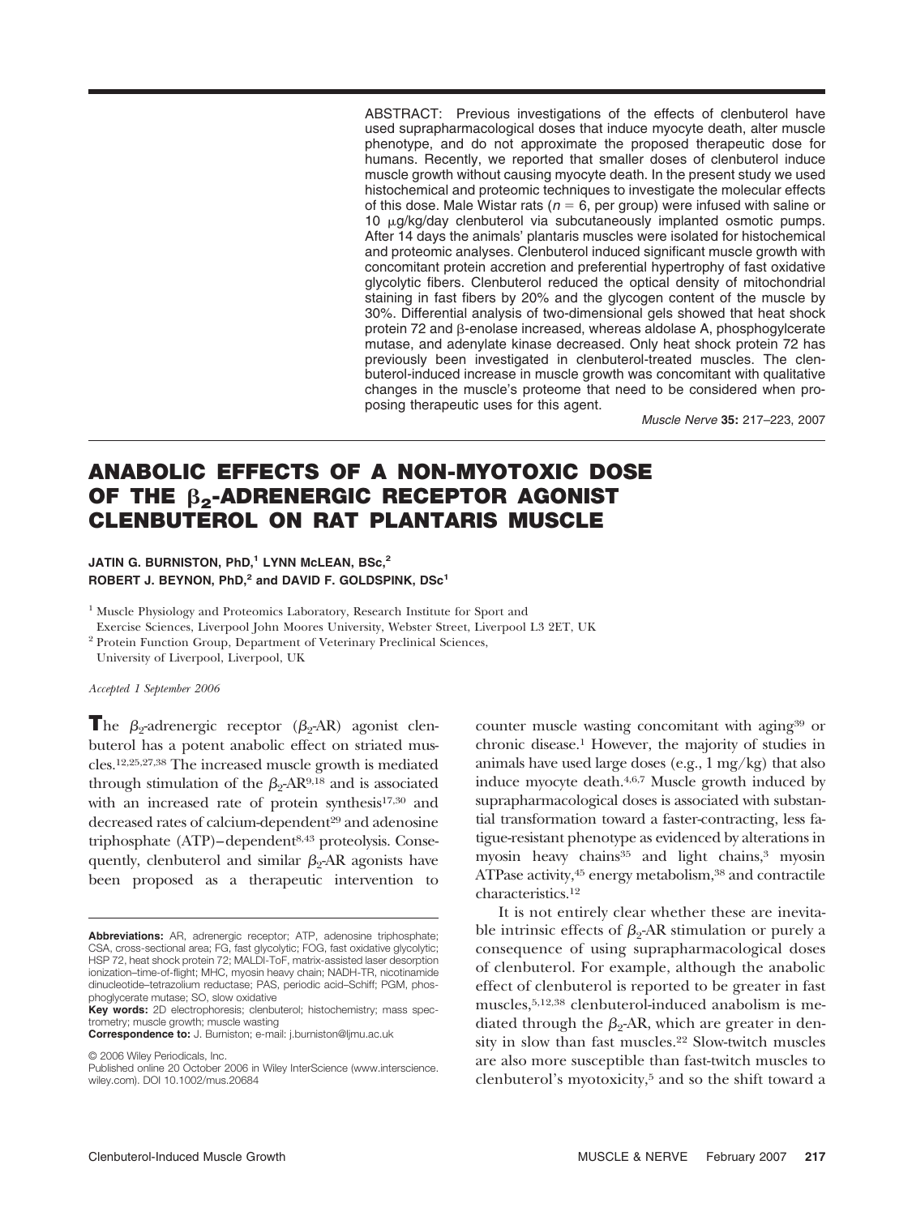ABSTRACT: Previous investigations of the effects of clenbuterol have used suprapharmacological doses that induce myocyte death, alter muscle phenotype, and do not approximate the proposed therapeutic dose for humans. Recently, we reported that smaller doses of clenbuterol induce muscle growth without causing myocyte death. In the present study we used histochemical and proteomic techniques to investigate the molecular effects of this dose. Male Wistar rats ($n = 6$, per group) were infused with saline or 10 μg/kg/day clenbuterol via subcutaneously implanted osmotic pumps. After 14 days the animals' plantaris muscles were isolated for histochemical and proteomic analyses. Clenbuterol induced significant muscle growth with concomitant protein accretion and preferential hypertrophy of fast oxidative glycolytic fibers. Clenbuterol reduced the optical density of mitochondrial staining in fast fibers by 20% and the glycogen content of the muscle by 30%. Differential analysis of two-dimensional gels showed that heat shock protein 72 and β-enolase increased, whereas aldolase A, phosphogylcerate mutase, and adenylate kinase decreased. Only heat shock protein 72 has previously been investigated in clenbuterol-treated muscles. The clenbuterol-induced increase in muscle growth was concomitant with qualitative changes in the muscle's proteome that need to be considered when proposing therapeutic uses for this agent.

*Muscle Nerve* **35:** 217–223, 2007

# ANABOLIC EFFECTS OF A NON-MYOTOXIC DOSE OF THE $\beta_2$-ADRENERGIC RECEPTOR AGONIST CLENBUTEROL ON RAT PLANTARIS MUSCLE

**JATIN G. BURNISTON, PhD,[1] LYNN McLEAN, BSc,[2] ROBERT J. BEYNON, PhD,[2] and DAVID F. GOLDSPINK, DSc[1]**

[1] Muscle Physiology and Proteomics Laboratory, Research Institute for Sport and Exercise Sciences, Liverpool John Moores University, Webster Street, Liverpool L3 2ET, UK

[2] Protein Function Group, Department of Veterinary Preclinical Sciences, University of Liverpool, Liverpool, UK

*Accepted 1 September 2006*

The $\beta_2$-adrenergic receptor ($\beta_2$-AR) agonist clenbuterol has a potent anabolic effect on striated muscles.[12,25,27,38] The increased muscle growth is mediated through stimulation of the $\beta_2$-AR[9,18] and is associated with an increased rate of protein synthesis[17,30] and decreased rates of calcium-dependent[29] and adenosine triphosphate (ATP)–dependent[8,43] proteolysis. Consequently, clenbuterol and similar $\beta_2$-AR agonists have been proposed as a therapeutic intervention to counter muscle wasting concomitant with aging[39] or chronic disease.[1] However, the majority of studies in animals have used large doses (e.g., 1 mg/kg) that also induce myocyte death.[4,6,7] Muscle growth induced by suprapharmacological doses is associated with substantial transformation toward a faster-contracting, less fatigue-resistant phenotype as evidenced by alterations in myosin heavy chains[35] and light chains,[3] myosin ATPase activity,[45] energy metabolism,[38] and contractile characteristics.[12]

It is not entirely clear whether these are inevitable intrinsic effects of $\beta_2$-AR stimulation or purely a consequence of using suprapharmacological doses of clenbuterol. For example, although the anabolic effect of clenbuterol is reported to be greater in fast muscles,[5,12,38] clenbuterol-induced anabolism is mediated through the $\beta_2$-AR, which are greater in density in slow than fast muscles.[22] Slow-twitch muscles are also more susceptible than fast-twitch muscles to clenbuterol's myotoxicity,[5] and so the shift toward a

**Abbreviations:** AR, adrenergic receptor; ATP, adenosine triphosphate; CSA, cross-sectional area; FG, fast glycolytic; FOG, fast oxidative glycolytic; HSP 72, heat shock protein 72; MALDI-ToF, matrix-assisted laser desorption ionization–time-of-flight; MHC, myosin heavy chain; NADH-TR, nicotinamide dinucleotide–tetrazolium reductase; PAS, periodic acid–Schiff; PGM, phosphoglycerate mutase; SO, slow oxidative

**Key words:** 2D electrophoresis; clenbuterol; histochemistry; mass spectrometry; muscle growth; muscle wasting

**Correspondence to:** J. Burniston; e-mail: j.burniston@ljmu.ac.uk

© 2006 Wiley Periodicals, Inc.

Published online 20 October 2006 in Wiley InterScience (www.interscience.wiley.com). DOI 10.1002/mus.20684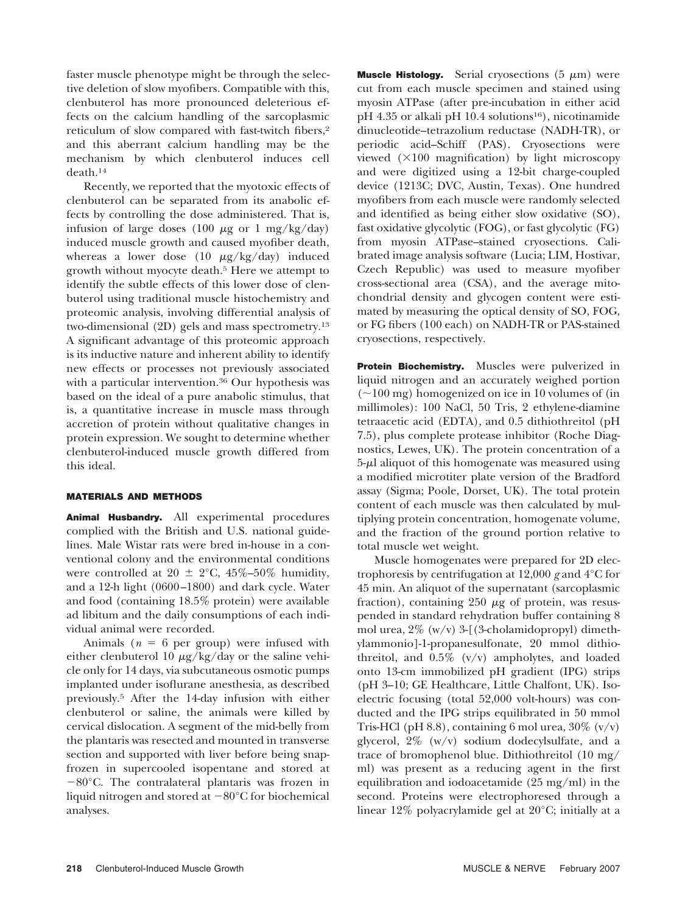faster muscle phenotype might be through the selective deletion of slow myofibers. Compatible with this, clenbuterol has more pronounced deleterious effects on the calcium handling of the sarcoplasmic reticulum of slow compared with fast-twitch fibers,[2] and this aberrant calcium handling may be the mechanism by which clenbuterol induces cell death.[14]

Recently, we reported that the myotoxic effects of clenbuterol can be separated from its anabolic effects by controlling the dose administered. That is, infusion of large doses (100 μg or 1 mg/kg/day) induced muscle growth and caused myofiber death, whereas a lower dose (10 μg/kg/day) induced growth without myocyte death.[5] Here we attempt to identify the subtle effects of this lower dose of clenbuterol using traditional muscle histochemistry and proteomic analysis, involving differential analysis of two-dimensional (2D) gels and mass spectrometry.[13] A significant advantage of this proteomic approach is its inductive nature and inherent ability to identify new effects or processes not previously associated with a particular intervention.[36] Our hypothesis was based on the ideal of a pure anabolic stimulus, that is, a quantitative increase in muscle mass through accretion of protein without qualitative changes in protein expression. We sought to determine whether clenbuterol-induced muscle growth differed from this ideal.

## MATERIALS AND METHODS

**Animal Husbandry.** All experimental procedures complied with the British and U.S. national guidelines. Male Wistar rats were bred in-house in a conventional colony and the environmental conditions were controlled at 20 ± 2°C, 45%–50% humidity, and a 12-h light (0600–1800) and dark cycle. Water and food (containing 18.5% protein) were available ad libitum and the daily consumptions of each individual animal were recorded.

Animals ($n = 6$ per group) were infused with either clenbuterol 10 μg/kg/day or the saline vehicle only for 14 days, via subcutaneous osmotic pumps implanted under isoflurane anesthesia, as described previously.[5] After the 14-day infusion with either clenbuterol or saline, the animals were killed by cervical dislocation. A segment of the mid-belly from the plantaris was resected and mounted in transverse section and supported with liver before being snap-frozen in supercooled isopentane and stored at −80°C. The contralateral plantaris was frozen in liquid nitrogen and stored at −80°C for biochemical analyses.

**Muscle Histology.** Serial cryosections (5 μm) were cut from each muscle specimen and stained using myosin ATPase (after pre-incubation in either acid pH 4.35 or alkali pH 10.4 solutions[16]), nicotinamide dinucleotide–tetrazolium reductase (NADH-TR), or periodic acid–Schiff (PAS). Cryosections were viewed (×100 magnification) by light microscopy and were digitized using a 12-bit charge-coupled device (1213C; DVC, Austin, Texas). One hundred myofibers from each muscle were randomly selected and identified as being either slow oxidative (SO), fast oxidative glycolytic (FOG), or fast glycolytic (FG) from myosin ATPase–stained cryosections. Calibrated image analysis software (Lucia; LIM, Hostivar, Czech Republic) was used to measure myofiber cross-sectional area (CSA), and the average mitochondrial density and glycogen content were estimated by measuring the optical density of SO, FOG, or FG fibers (100 each) on NADH-TR or PAS-stained cryosections, respectively.

**Protein Biochemistry.** Muscles were pulverized in liquid nitrogen and an accurately weighed portion (~100 mg) homogenized on ice in 10 volumes of (in millimoles): 100 NaCl, 50 Tris, 2 ethylene-diamine tetraacetic acid (EDTA), and 0.5 dithiothreitol (pH 7.5), plus complete protease inhibitor (Roche Diagnostics, Lewes, UK). The protein concentration of a 5-μl aliquot of this homogenate was measured using a modified microtiter plate version of the Bradford assay (Sigma; Poole, Dorset, UK). The total protein content of each muscle was then calculated by multiplying protein concentration, homogenate volume, and the fraction of the ground portion relative to total muscle wet weight.

Muscle homogenates were prepared for 2D electrophoresis by centrifugation at 12,000 *g* and 4°C for 45 min. An aliquot of the supernatant (sarcoplasmic fraction), containing 250 μg of protein, was resuspended in standard rehydration buffer containing 8 mol urea, 2% (w/v) 3-[(3-cholamidopropyl) dimethylammonio]-1-propanesulfonate, 20 mmol dithiothreitol, and 0.5% (v/v) ampholytes, and loaded onto 13-cm immobilized pH gradient (IPG) strips (pH 3–10; GE Healthcare, Little Chalfont, UK). Isoelectric focusing (total 52,000 volt-hours) was conducted and the IPG strips equilibrated in 50 mmol Tris-HCl (pH 8.8), containing 6 mol urea, 30% (v/v) glycerol, 2% (w/v) sodium dodecylsulfate, and a trace of bromophenol blue. Dithiothreitol (10 mg/ml) was present as a reducing agent in the first equilibration and iodoacetamide (25 mg/ml) in the second. Proteins were electrophoresed through a linear 12% polyacrylamide gel at 20°C; initially at a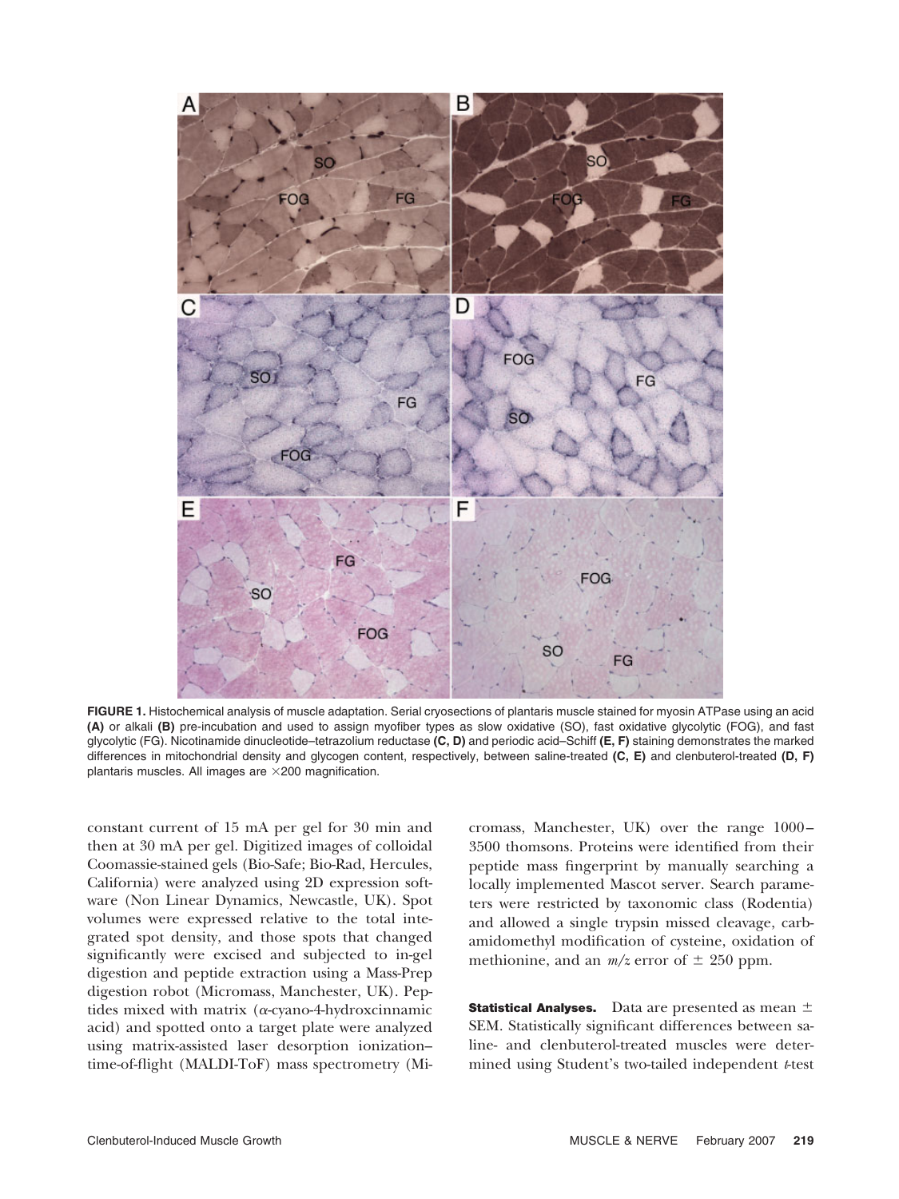**FIGURE 1.** Histochemical analysis of muscle adaptation. Serial cryosections of plantaris muscle stained for myosin ATPase using an acid **(A)** or alkali **(B)** pre-incubation and used to assign myofiber types as slow oxidative (SO), fast oxidative glycolytic (FOG), and fast glycolytic (FG). Nicotinamide dinucleotide–tetrazolium reductase **(C, D)** and periodic acid–Schiff **(E, F)** staining demonstrates the marked differences in mitochondrial density and glycogen content, respectively, between saline-treated **(C, E)** and clenbuterol-treated **(D, F)** plantaris muscles. All images are ×200 magnification.

constant current of 15 mA per gel for 30 min and then at 30 mA per gel. Digitized images of colloidal Coomassie-stained gels (Bio-Safe; Bio-Rad, Hercules, California) were analyzed using 2D expression software (Non Linear Dynamics, Newcastle, UK). Spot volumes were expressed relative to the total integrated spot density, and those spots that changed significantly were excised and subjected to in-gel digestion and peptide extraction using a Mass-Prep digestion robot (Micromass, Manchester, UK). Peptides mixed with matrix (α-cyano-4-hydroxcinnamic acid) and spotted onto a target plate were analyzed using matrix-assisted laser desorption ionization–time-of-flight (MALDI-ToF) mass spectrometry (Micromass, Manchester, UK) over the range 1000–3500 thomsons. Proteins were identified from their peptide mass fingerprint by manually searching a locally implemented Mascot server. Search parameters were restricted by taxonomic class (Rodentia) and allowed a single trypsin missed cleavage, carbamidomethyl modification of cysteine, oxidation of methionine, and an *m/z* error of ± 250 ppm.

**Statistical Analyses.** Data are presented as mean ± SEM. Statistically significant differences between saline- and clenbuterol-treated muscles were determined using Student's two-tailed independent *t*-test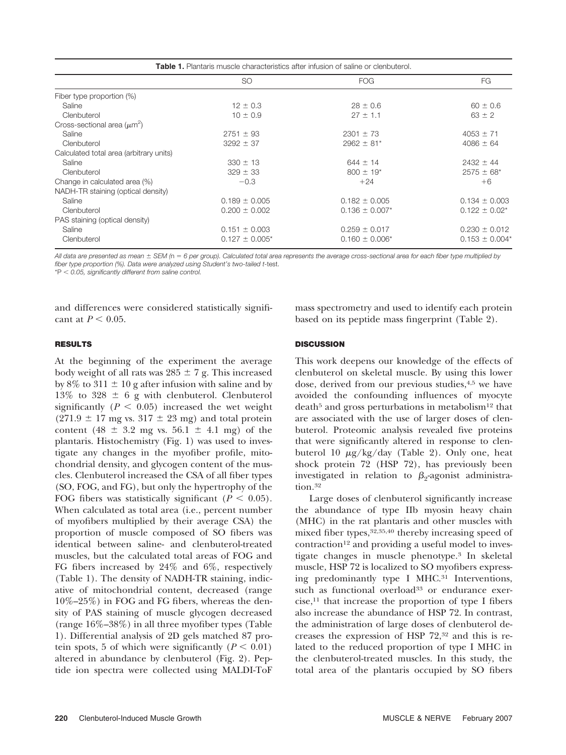**Table 1.** Plantaris muscle characteristics after infusion of saline or clenbuterol.

| | SO | FOG | FG |
|---|---|---|---|
| Fiber type proportion (%) | | | |
| Saline | 12 ± 0.3 | 28 ± 0.6 | 60 ± 0.6 |
| Clenbuterol | 10 ± 0.9 | 27 ± 1.1 | 63 ± 2 |
| Cross-sectional area ($\mu m^2$) | | | |
| Saline | 2751 ± 93 | 2301 ± 73 | 4053 ± 71 |
| Clenbuterol | 3292 ± 37 | 2962 ± 81* | 4086 ± 64 |
| Calculated total area (arbitrary units) | | | |
| Saline | 330 ± 13 | 644 ± 14 | 2432 ± 44 |
| Clenbuterol | 329 ± 33 | 800 ± 19* | 2575 ± 68* |
| Change in calculated area (%) | −0.3 | +24 | +6 |
| NADH-TR staining (optical density) | | | |
| Saline | 0.189 ± 0.005 | 0.182 ± 0.005 | 0.134 ± 0.003 |
| Clenbuterol | 0.200 ± 0.002 | 0.136 ± 0.007* | 0.122 ± 0.02* |
| PAS staining (optical density) | | | |
| Saline | 0.151 ± 0.003 | 0.259 ± 0.017 | 0.230 ± 0.012 |
| Clenbuterol | 0.127 ± 0.005* | 0.160 ± 0.006* | 0.153 ± 0.004* |

*All data are presented as mean ± SEM (n = 6 per group). Calculated total area represents the average cross-sectional area for each fiber type multiplied by fiber type proportion (%). Data were analyzed using Student's two-tailed t-test.*
*$^{*}P < 0.05$, significantly different from saline control.*

and differences were considered statistically significant at $P < 0.05$.

## RESULTS

At the beginning of the experiment the average body weight of all rats was 285 ± 7 g. This increased by 8% to 311 ± 10 g after infusion with saline and by 13% to 328 ± 6 g with clenbuterol. Clenbuterol significantly ($P < 0.05$) increased the wet weight (271.9 ± 17 mg vs. 317 ± 23 mg) and total protein content (48 ± 3.2 mg vs. 56.1 ± 4.1 mg) of the plantaris. Histochemistry (Fig. 1) was used to investigate any changes in the myofiber profile, mitochondrial density, and glycogen content of the muscles. Clenbuterol increased the CSA of all fiber types (SO, FOG, and FG), but only the hypertrophy of the FOG fibers was statistically significant ($P < 0.05$). When calculated as total area (i.e., percent number of myofibers multiplied by their average CSA) the proportion of muscle composed of SO fibers was identical between saline- and clenbuterol-treated muscles, but the calculated total areas of FOG and FG fibers increased by 24% and 6%, respectively (Table 1). The density of NADH-TR staining, indicative of mitochondrial content, decreased (range 10%–25%) in FOG and FG fibers, whereas the density of PAS staining of muscle glycogen decreased (range 16%–38%) in all three myofiber types (Table 1). Differential analysis of 2D gels matched 87 protein spots, 5 of which were significantly ($P < 0.01$) altered in abundance by clenbuterol (Fig. 2). Peptide ion spectra were collected using MALDI-ToF mass spectrometry and used to identify each protein based on its peptide mass fingerprint (Table 2).

## DISCUSSION

This work deepens our knowledge of the effects of clenbuterol on skeletal muscle. By using this lower dose, derived from our previous studies,[4,5] we have avoided the confounding influences of myocyte death[5] and gross perturbations in metabolism[12] that are associated with the use of larger doses of clenbuterol. Proteomic analysis revealed five proteins that were significantly altered in response to clenbuterol 10 $\mu$g/kg/day (Table 2). Only one, heat shock protein 72 (HSP 72), has previously been investigated in relation to $\beta_2$-agonist administration.[32]

Large doses of clenbuterol significantly increase the abundance of type IIb myosin heavy chain (MHC) in the rat plantaris and other muscles with mixed fiber types,[32,35,40] thereby increasing speed of contraction[12] and providing a useful model to investigate changes in muscle phenotype.[3] In skeletal muscle, HSP 72 is localized to SO myofibers expressing predominantly type I MHC.[31] Interventions, such as functional overload[33] or endurance exercise,[11] that increase the proportion of type I fibers also increase the abundance of HSP 72. In contrast, the administration of large doses of clenbuterol decreases the expression of HSP 72,[32] and this is related to the reduced proportion of type I MHC in the clenbuterol-treated muscles. In this study, the total area of the plantaris occupied by SO fibers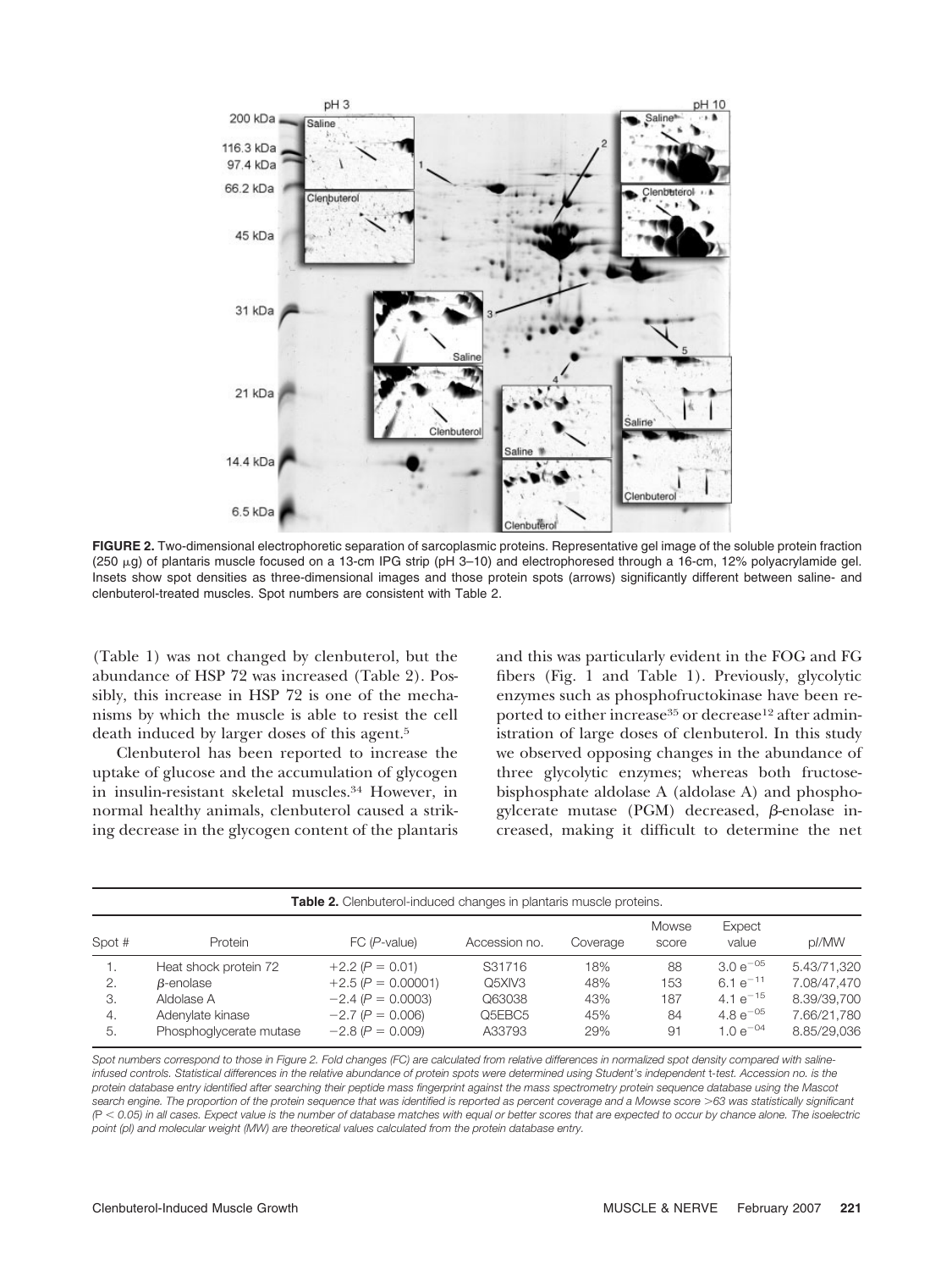**FIGURE 2.** Two-dimensional electrophoretic separation of sarcoplasmic proteins. Representative gel image of the soluble protein fraction (250 μg) of plantaris muscle focused on a 13-cm IPG strip (pH 3–10) and electrophoresed through a 16-cm, 12% polyacrylamide gel. Insets show spot densities as three-dimensional images and those protein spots (arrows) significantly different between saline- and clenbuterol-treated muscles. Spot numbers are consistent with Table 2.

(Table 1) was not changed by clenbuterol, but the abundance of HSP 72 was increased (Table 2). Possibly, this increase in HSP 72 is one of the mechanisms by which the muscle is able to resist the cell death induced by larger doses of this agent.[5]

Clenbuterol has been reported to increase the uptake of glucose and the accumulation of glycogen in insulin-resistant skeletal muscles.[34] However, in normal healthy animals, clenbuterol caused a striking decrease in the glycogen content of the plantaris and this was particularly evident in the FOG and FG fibers (Fig. 1 and Table 1). Previously, glycolytic enzymes such as phosphofructokinase have been reported to either increase[35] or decrease[12] after administration of large doses of clenbuterol. In this study we observed opposing changes in the abundance of three glycolytic enzymes; whereas both fructose-bisphosphate aldolase A (aldolase A) and phosphoglycerate mutase (PGM) decreased, β-enolase increased, making it difficult to determine the net

**Table 2.** Clenbuterol-induced changes in plantaris muscle proteins.

| Spot # | Protein | FC (*P*-value) | Accession no. | Coverage | Mowse score | Expect value | pI/MW |
|---|---|---|---|---|---|---|---|
| 1. | Heat shock protein 72 | +2.2 ($P$ = 0.01) | S31716 | 18% | 88 | $3.0\ e^{-05}$ | 5.43/71,320 |
| 2. | β-enolase | +2.5 ($P$ = 0.00001) | Q5XIV3 | 48% | 153 | $6.1\ e^{-11}$ | 7.08/47,470 |
| 3. | Aldolase A | −2.4 ($P$ = 0.0003) | Q63038 | 43% | 187 | $4.1\ e^{-15}$ | 8.39/39,700 |
| 4. | Adenylate kinase | −2.7 ($P$ = 0.006) | Q5EBC5 | 45% | 84 | $4.8\ e^{-05}$ | 7.66/21,780 |
| 5. | Phosphoglycerate mutase | −2.8 ($P$ = 0.009) | A33793 | 29% | 91 | $1.0\ e^{-04}$ | 8.85/29,036 |

*Spot numbers correspond to those in Figure 2. Fold changes (FC) are calculated from relative differences in normalized spot density compared with saline-infused controls. Statistical differences in the relative abundance of protein spots were determined using Student's independent t-test. Accession no. is the protein database entry identified after searching their peptide mass fingerprint against the mass spectrometry protein sequence database using the Mascot search engine. The proportion of the protein sequence that was identified is reported as percent coverage and a Mowse score >63 was statistically significant ($P$ < 0.05) in all cases. Expect value is the number of database matches with equal or better scores that are expected to occur by chance alone. The isoelectric point (pI) and molecular weight (MW) are theoretical values calculated from the protein database entry.*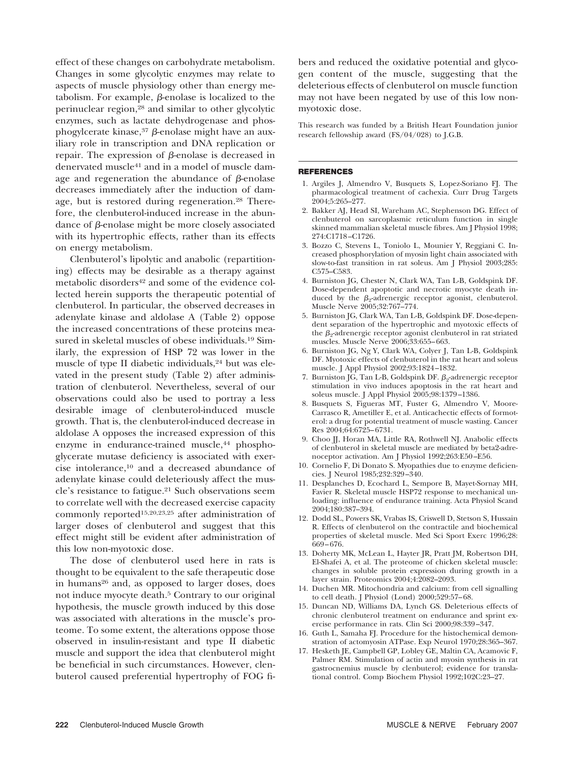effect of these changes on carbohydrate metabolism. Changes in some glycolytic enzymes may relate to aspects of muscle physiology other than energy metabolism. For example, β-enolase is localized to the perinuclear region,[28] and similar to other glycolytic enzymes, such as lactate dehydrogenase and phosphogylcerate kinase,[37] β-enolase might have an auxiliary role in transcription and DNA replication or repair. The expression of β-enolase is decreased in denervated muscle[41] and in a model of muscle damage and regeneration the abundance of β-enolase decreases immediately after the induction of damage, but is restored during regeneration.[28] Therefore, the clenbuterol-induced increase in the abundance of β-enolase might be more closely associated with its hypertrophic effects, rather than its effects on energy metabolism.

Clenbuterol's lipolytic and anabolic (repartitioning) effects may be desirable as a therapy against metabolic disorders[42] and some of the evidence collected herein supports the therapeutic potential of clenbuterol. In particular, the observed decreases in adenylate kinase and aldolase A (Table 2) oppose the increased concentrations of these proteins measured in skeletal muscles of obese individuals.[19] Similarly, the expression of HSP 72 was lower in the muscle of type II diabetic individuals,[24] but was elevated in the present study (Table 2) after administration of clenbuterol. Nevertheless, several of our observations could also be used to portray a less desirable image of clenbuterol-induced muscle growth. That is, the clenbuterol-induced decrease in aldolase A opposes the increased expression of this enzyme in endurance-trained muscle,[44] phosphoglycerate mutase deficiency is associated with exercise intolerance,[10] and a decreased abundance of adenylate kinase could deleteriously affect the muscle's resistance to fatigue.[21] Such observations seem to correlate well with the decreased exercise capacity commonly reported[15,20,23,25] after administration of larger doses of clenbuterol and suggest that this effect might still be evident after administration of this low non-myotoxic dose.

The dose of clenbuterol used here in rats is thought to be equivalent to the safe therapeutic dose in humans[26] and, as opposed to larger doses, does not induce myocyte death.[5] Contrary to our original hypothesis, the muscle growth induced by this dose was associated with alterations in the muscle's proteome. To some extent, the alterations oppose those observed in insulin-resistant and type II diabetic muscle and support the idea that clenbuterol might be beneficial in such circumstances. However, clenbuterol caused preferential hypertrophy of FOG fibers and reduced the oxidative potential and glycogen content of the muscle, suggesting that the deleterious effects of clenbuterol on muscle function may not have been negated by use of this low non-myotoxic dose.

This research was funded by a British Heart Foundation junior research fellowship award (FS/04/028) to J.G.B.

## REFERENCES

1. Argiles J, Almendro V, Busquets S, Lopez-Soriano FJ. The pharmacological treatment of cachexia. Curr Drug Targets 2004;5:265–277.
2. Bakker AJ, Head SI, Wareham AC, Stephenson DG. Effect of clenbuterol on sarcoplasmic reticulum function in single skinned mammalian skeletal muscle fibres. Am J Physiol 1998; 274:C1718–C1726.
3. Bozzo C, Stevens L, Toniolo L, Mounier Y, Reggiani C. Increased phosphorylation of myosin light chain associated with slow-to-fast transition in rat soleus. Am J Physiol 2003;285: C575–C583.
4. Burniston JG, Chester N, Clark WA, Tan L-B, Goldspink DF. Dose-dependent apoptotic and necrotic myocyte death induced by the $\beta_2$-adrenergic receptor agonist, clenbuterol. Muscle Nerve 2005;32:767–774.
5. Burniston JG, Clark WA, Tan L-B, Goldspink DF. Dose-dependent separation of the hypertrophic and myotoxic effects of the $\beta_2$-adrenergic receptor agonist clenbuterol in rat striated muscles. Muscle Nerve 2006;33:655–663.
6. Burniston JG, Ng Y, Clark WA, Colyer J, Tan L-B, Goldspink DF. Myotoxic effects of clenbuterol in the rat heart and soleus muscle. J Appl Physiol 2002;93:1824–1832.
7. Burniston JG, Tan L-B, Goldspink DF. $\beta_2$-adrenergic receptor stimulation in vivo induces apoptosis in the rat heart and soleus muscle. J Appl Physiol 2005;98:1379–1386.
8. Busquets S, Figueras MT, Fuster G, Almendro V, Moore-Carrasco R, Ametiller E, et al. Anticachectic effects of formoterol: a drug for potential treatment of muscle wasting. Cancer Res 2004;64:6725–6731.
9. Choo JJ, Horan MA, Little RA, Rothwell NJ. Anabolic effects of clenbuterol in skeletal muscle are mediated by beta2-adrenoceptor activation. Am J Physiol 1992;263:E50–E56.
10. Cornelio F, Di Donato S. Myopathies due to enzyme deficiencies. J Neurol 1985;232:329–340.
11. Desplanches D, Ecochard L, Sempore B, Mayet-Sornay MH, Favier R. Skeletal muscle HSP72 response to mechanical unloading: influence of endurance training. Acta Physiol Scand 2004;180:387–394.
12. Dodd SL, Powers SK, Vrabas IS, Criswell D, Stetson S, Hussain R. Effects of clenbuterol on the contractile and biochemical properties of skeletal muscle. Med Sci Sport Exerc 1996;28: 669–676.
13. Doherty MK, McLean L, Hayter JR, Pratt JM, Robertson DH, El-Shafei A, et al. The proteome of chicken skeletal muscle: changes in soluble protein expression during growth in a layer strain. Proteomics 2004;4:2082–2093.
14. Duchen MR. Mitochondria and calcium: from cell signalling to cell death. J Physiol (Lond) 2000;529:57–68.
15. Duncan ND, Williams DA, Lynch GS. Deleterious effects of chronic clenbuterol treatment on endurance and sprint exercise performance in rats. Clin Sci 2000;98:339–347.
16. Guth L, Samaha FJ. Procedure for the histochemical demonstration of actomyosin ATPase. Exp Neurol 1970;28:365–367.
17. Hesketh JE, Campbell GP, Lobley GE, Maltin CA, Acamovic F, Palmer RM. Stimulation of actin and myosin synthesis in rat gastrocnemius muscle by clenbuterol; evidence for translational control. Comp Biochem Physiol 1992;102C:23–27.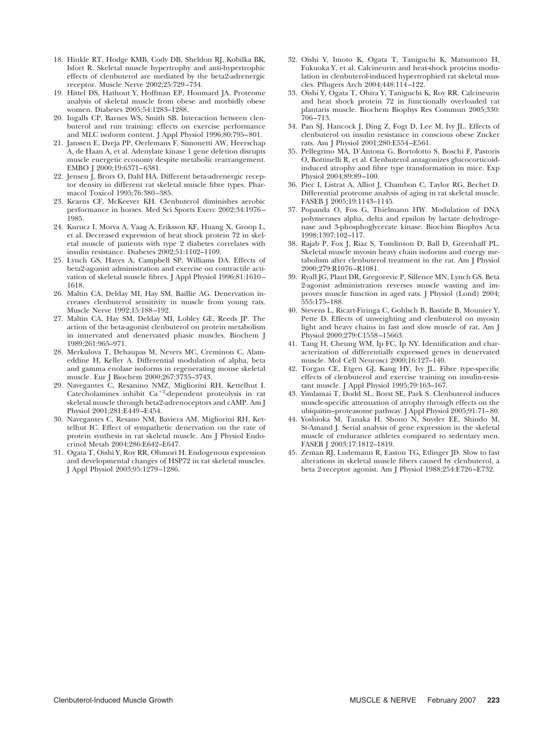18. Hinkle RT, Hodge KMB, Cody DB, Sheldon RJ, Kobilka BK, Isfort R. Skeletal muscle hypertrophy and anti-hypertrophic effects of clenbuterol are mediated by the beta2-adrenergic receptor. Muscle Nerve 2002;25:729–734.
19. Hittel DS, Hathout Y, Hoffman EP, Houmard JA. Proteome analysis of skeletal muscle from obese and morbidly obese women. Diabetes 2005;54:1283–1288.
20. Ingalls CP, Barnes WS, Smith SB. Interaction between clenbuterol and run training: effects on exercise performance and MLC isoform content. J Appl Physiol 1996;80:795–801.
21. Janssen E, Dzeja PP, Oerlemans F, Simonetti AW, Heerschap A, de Haan A, et al. Adenylate kinase 1 gene deletion disrupts muscle energetic economy despite metabolic rearrangement. EMBO J 2000;19:6371–6381.
22. Jensen J, Brors O, Dahl HA. Different beta-adrenergic receptor density in different rat skeletal muscle fibre types. Pharmacol Toxicol 1995;76:380–385.
23. Kearns CF, McKeever KH. Clenbuterol diminishes aerobic performance in horses. Med Sci Sports Exerc 2002;34:1976–1985.
24. Kurucz I, Morva A, Vaag A, Eriksson KF, Huang X, Groop L, et al. Decreased expression of heat shock protein 72 in skeletal muscle of patients with type 2 diabetes correlates with insulin resistance. Diabetes 2002;51:1102–1109.
25. Lynch GS, Hayes A, Campbell SP, Williams DA. Effects of beta2-agonist administration and exercise on contractile activation of skeletal muscle fibres. J Appl Physiol 1996;81:1610–1618.
26. Maltin CA, Delday MI, Hay SM, Baillie AG. Denervation increases clenbuterol sensitivity in muscle from young rats. Muscle Nerve 1992;15:188–192.
27. Maltin CA, Hay SM, Delday MI, Lobley GE, Reeds JP. The action of the beta-agonist clenbuterol on protein metabolism in innervated and denervated phasic muscles. Biochem J 1989;261:965–971.
28. Merkulova T, Dehaupas M, Nevers MC, Creminon C, Alameddine H, Keller A. Differential modulation of alpha, beta and gamma enolase isoforms in regenerating mouse skeletal muscle. Eur J Biochem 2000;267:3735–3743.
29. Navegantes C, Resanino NMZ, Migliorini RH, Kettelhut I. Catecholamines inhibit $Ca^{+2}$-dependent proteolysis in rat skeletal muscle through beta2-adrenoceptors and cAMP. Am J Physiol 2001;281:E449–E454.
30. Navegantes C, Resano NM, Baviera AM, Migliorini RH, Kettelhut IC. Effect of sympathetic denervation on the rate of protein synthesis in rat skeletal muscle. Am J Physiol Endocrinol Metab 2004;286:E642–E647.
31. Ogata T, Oishi Y, Roy RR, Ohmori H. Endogenous expression and developmental changes of HSP72 in rat skeletal muscles. J Appl Physiol 2003;95:1279–1286.
32. Oishi Y, Imoto K, Ogata T, Taniguchi K, Matsumoto H, Fukuoka Y, et al. Calcineurin and heat-shock proteins modulation in clenbuterol-induced hypertrophied rat skeletal muscles. Pflugers Arch 2004;448:114–122.
33. Oishi Y, Ogata T, Ohira Y, Taniguchi K, Roy RR. Calcineurin and heat shock protein 72 in functionally overloaded rat plantaris muscle. Biochem Biophys Res Commun 2005;330: 706–713.
34. Pan SJ, Hancock J, Ding Z, Fogt D, Lee M, Ivy JL. Effects of clenbuterol on insulin resistance in conscious obese Zucker rats. Am J Physiol 2001;280:E554–E561.
35. Pellegrino MA, D'Antona G, Bortolotto S, Boschi F, Pastoris O, Bottinelli R, et al. Clenbuterol antagonizes glucocorticoid-induced atrophy and fibre type transformation in mice. Exp Physiol 2004;89:89–100.
36. Piec I, Listrat A, Alliot J, Chambon C, Taylor RG, Bechet D. Differential proteome analysis of aging in rat skeletal muscle. FASEB J 2005;19:1143–1145.
37. Popanda O, Fox G, Thielmann HW. Modulation of DNA polymerases alpha, delta and epsilon by lactate dehydrogenase and 3-phosphoglycerate kinase. Biochim Biophys Acta 1998;1397:102–117.
38. Rajab P, Fox J, Riaz S, Tomlinson D, Ball D, Greenhaff PL. Skeletal muscle myosin heavy chain isoforms and energy metabolism after clenbuterol treatment in the rat. Am J Physiol 2000;279:R1076–R1081.
39. Ryall JG, Plant DR, Gregorevic P, Sillence MN, Lynch GS. Beta 2-agonist administration reverses muscle wasting and improves muscle function in aged rats. J Physiol (Lond) 2004; 555:175–188.
40. Stevens L, Ricart-Firinga C, Gohlsch B, Bastide B, Mounier Y, Pette D. Effects of unweighting and clenbuterol on myosin light and heavy chains in fast and slow muscle of rat. Am J Physiol 2000;279:C1558–15663.
41. Tang H, Cheung WM, Ip FC, Ip NY. Identification and characterization of differentially expressed genes in denervated muscle. Mol Cell Neurosci 2000;16:127–140.
42. Torgan CE, Etgen GJ, Kang HY, Ivy JL. Fibre type-specific effects of clenbuterol and exercise training on insulin-resistant muscle. J Appl Physiol 1995;79:163–167.
43. Yimlamai T, Dodd SL, Borst SE, Park S. Clenbuterol induces muscle-specific attenuation of atrophy through effects on the ubiquitin–proteasome pathway. J Appl Physiol 2005;91:71–80.
44. Yoshioka M, Tanaka H, Shono N, Snyder EE, Shindo M, St-Amand J. Serial analysis of gene expression in the skeletal muscle of endurance athletes compared to sedentary men. FASEB J 2003;17:1812–1819.
45. Zeman RJ, Ludemann R, Easton TG, Etlinger JD. Slow to fast alterations in skeletal muscle fibers caused by clenbuterol, a beta 2-receptor agonist. Am J Physiol 1988;254:E726–E732.